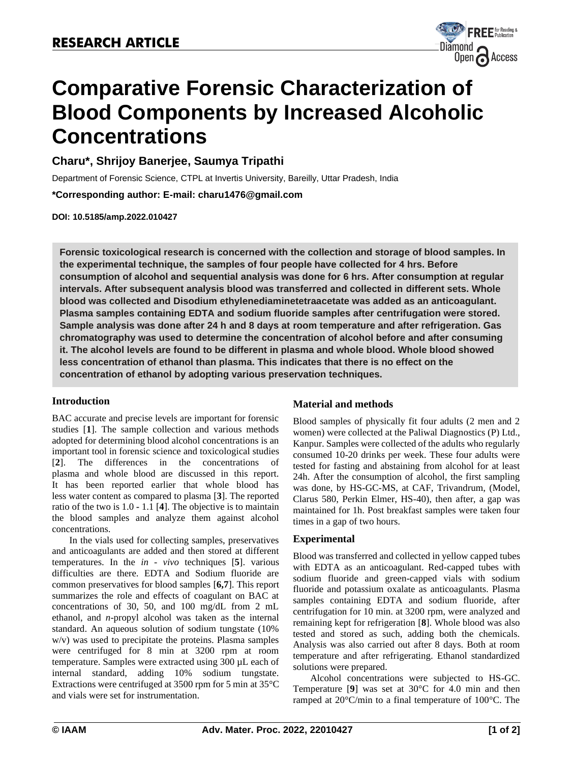**RESEARCH ARTICLE**

# Comparative Forensic Characterization of Blood Components by Increased Alcoholic Concentrations

**Charu*, Shrijoy Banerjee, Saumya Tripathi**

Department of Forensic Science, CTPL at Invertis University, Bareilly, Uttar Pradesh, India

***Corresponding author: E-mail: charu1476@gmail.com**

**DOI: 10.5185/amp.2022.010427**

**Forensic toxicological research is concerned with the collection and storage of blood samples. In the experimental technique, the samples of four people have collected for 4 hrs. Before consumption of alcohol and sequential analysis was done for 6 hrs. After consumption at regular intervals. After subsequent analysis blood was transferred and collected in different sets. Whole blood was collected and Disodium ethylenediaminetetraacetate was added as an anticoagulant. Plasma samples containing EDTA and sodium fluoride samples after centrifugation were stored. Sample analysis was done after 24 h and 8 days at room temperature and after refrigeration. Gas chromatography was used to determine the concentration of alcohol before and after consuming it. The alcohol levels are found to be different in plasma and whole blood. Whole blood showed less concentration of ethanol than plasma. This indicates that there is no effect on the concentration of ethanol by adopting various preservation techniques.**

## Introduction

BAC accurate and precise levels are important for forensic studies [**1**]. The sample collection and various methods adopted for determining blood alcohol concentrations is an important tool in forensic science and toxicological studies [**2**]. The differences in the concentrations of plasma and whole blood are discussed in this report. It has been reported earlier that whole blood has less water content as compared to plasma [**3**]. The reported ratio of the two is 1.0 - 1.1 [**4**]. The objective is to maintain the blood samples and analyze them against alcohol concentrations.

In the vials used for collecting samples, preservatives and anticoagulants are added and then stored at different temperatures. In the *in - vivo* techniques [**5**]. various difficulties are there. EDTA and Sodium fluoride are common preservatives for blood samples [**6,7**]. This report summarizes the role and effects of coagulant on BAC at concentrations of 30, 50, and 100 mg/dL from 2 mL ethanol, and *n*-propyl alcohol was taken as the internal standard. An aqueous solution of sodium tungstate (10% w/v) was used to precipitate the proteins. Plasma samples were centrifuged for 8 min at 3200 rpm at room temperature. Samples were extracted using 300 µL each of internal standard, adding 10% sodium tungstate. Extractions were centrifuged at 3500 rpm for 5 min at 35°C and vials were set for instrumentation.

## Material and methods

Blood samples of physically fit four adults (2 men and 2 women) were collected at the Paliwal Diagnostics (P) Ltd., Kanpur. Samples were collected of the adults who regularly consumed 10-20 drinks per week. These four adults were tested for fasting and abstaining from alcohol for at least 24h. After the consumption of alcohol, the first sampling was done, by HS-GC-MS, at CAF, Trivandrum, (Model, Clarus 580, Perkin Elmer, HS-40), then after, a gap was maintained for 1h. Post breakfast samples were taken four times in a gap of two hours.

## Experimental

Blood was transferred and collected in yellow capped tubes with EDTA as an anticoagulant. Red-capped tubes with sodium fluoride and green-capped vials with sodium fluoride and potassium oxalate as anticoagulants. Plasma samples containing EDTA and sodium fluoride, after centrifugation for 10 min. at 3200 rpm, were analyzed and remaining kept for refrigeration [**8**]. Whole blood was also tested and stored as such, adding both the chemicals. Analysis was also carried out after 8 days. Both at room temperature and after refrigerating. Ethanol standardized solutions were prepared.

Alcohol concentrations were subjected to HS-GC. Temperature [**9**] was set at 30°C for 4.0 min and then ramped at 20°C/min to a final temperature of 100°C. The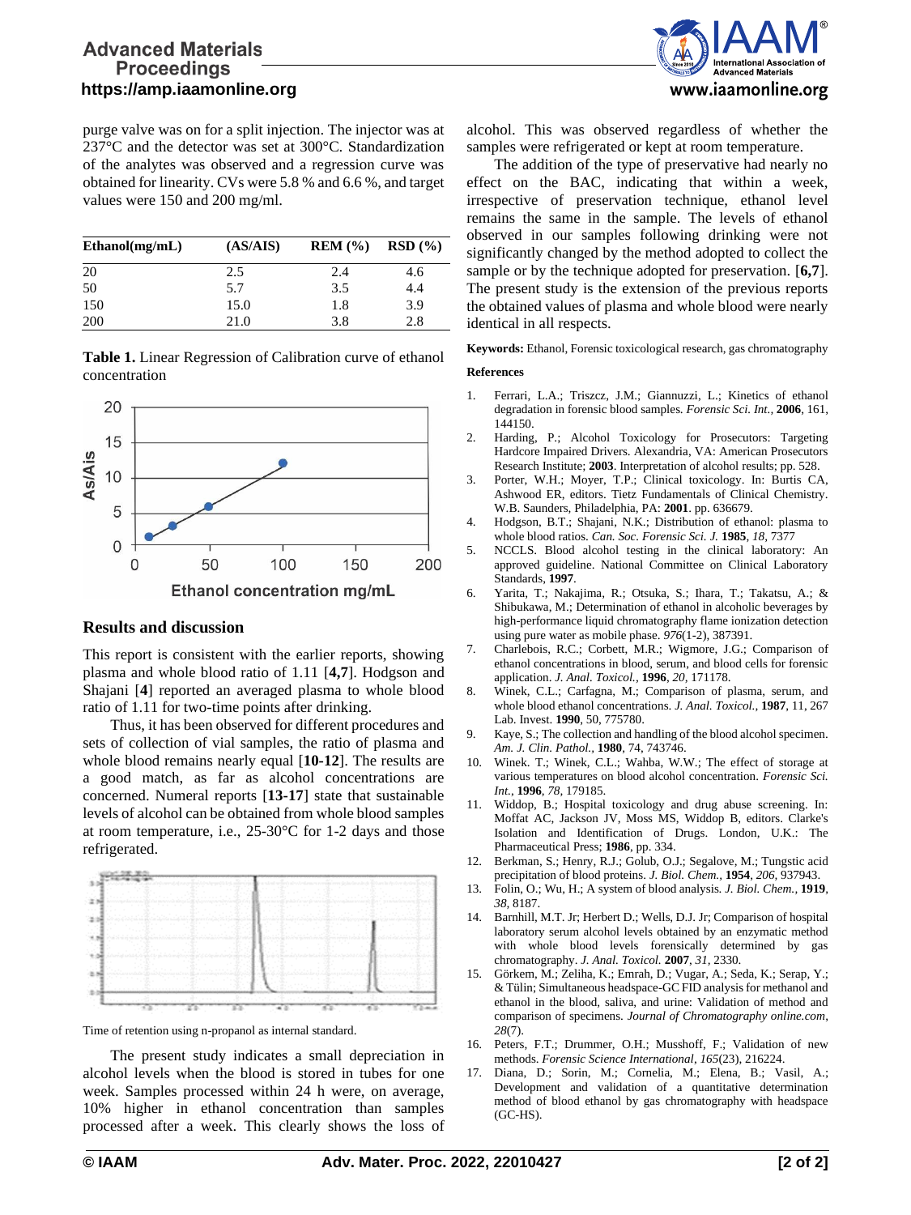purge valve was on for a split injection. The injector was at 237°C and the detector was set at 300°C. Standardization of the analytes was observed and a regression curve was obtained for linearity. CVs were 5.8 % and 6.6 %, and target values were 150 and 200 mg/ml.

| Ethanol(mg/mL) | (AS/AIS) | REM (%) | RSD (%) |
|---|---|---|---|
| 20 | 2.5 | 2.4 | 4.6 |
| 50 | 5.7 | 3.5 | 4.4 |
| 150 | 15.0 | 1.8 | 3.9 |
| 200 | 21.0 | 3.8 | 2.8 |

**Table 1.** Linear Regression of Calibration curve of ethanol concentration

As/Ais

0
5
10
15
20

0
50
100
150
200

Ethanol concentration mg/mL

## Results and discussion

This report is consistent with the earlier reports, showing plasma and whole blood ratio of 1.11 [**4,7**]. Hodgson and Shajani [**4**] reported an averaged plasma to whole blood ratio of 1.11 for two-time points after drinking.

Thus, it has been observed for different procedures and sets of collection of vial samples, the ratio of plasma and whole blood remains nearly equal [**10-12**]. The results are a good match, as far as alcohol concentrations are concerned. Numeral reports [**13-17**] state that sustainable levels of alcohol can be obtained from whole blood samples at room temperature, i.e., 25-30°C for 1-2 days and those refrigerated.

Time of retention using n-propanol as internal standard.

The present study indicates a small depreciation in alcohol levels when the blood is stored in tubes for one week. Samples processed within 24 h were, on average, 10% higher in ethanol concentration than samples processed after a week. This clearly shows the loss of alcohol. This was observed regardless of whether the samples were refrigerated or kept at room temperature.

The addition of the type of preservative had nearly no effect on the BAC, indicating that within a week, irrespective of preservation technique, ethanol level remains the same in the sample. The levels of ethanol observed in our samples following drinking were not significantly changed by the method adopted to collect the sample or by the technique adopted for preservation. [**6,7**]. The present study is the extension of the previous reports the obtained values of plasma and whole blood were nearly identical in all respects.

**Keywords:** Ethanol, Forensic toxicological research, gas chromatography

#### References

1. Ferrari, L.A.; Triszcz, J.M.; Giannuzzi, L.; Kinetics of ethanol degradation in forensic blood samples. *Forensic Sci. Int.*, **2006**, 161, 144150.
2. Harding, P.; Alcohol Toxicology for Prosecutors: Targeting Hardcore Impaired Drivers. Alexandria, VA: American Prosecutors Research Institute; **2003**. Interpretation of alcohol results; pp. 528.
3. Porter, W.H.; Moyer, T.P.; Clinical toxicology. In: Burtis CA, Ashwood ER, editors. Tietz Fundamentals of Clinical Chemistry. W.B. Saunders, Philadelphia, PA: **2001**. pp. 636679.
4. Hodgson, B.T.; Shajani, N.K.; Distribution of ethanol: plasma to whole blood ratios. *Can. Soc. Forensic Sci. J.* **1985**, *18*, 7377
5. NCCLS. Blood alcohol testing in the clinical laboratory: An approved guideline. National Committee on Clinical Laboratory Standards, **1997**.
6. Yarita, T.; Nakajima, R.; Otsuka, S.; Ihara, T.; Takatsu, A.; & Shibukawa, M.; Determination of ethanol in alcoholic beverages by high-performance liquid chromatography flame ionization detection using pure water as mobile phase. *976*(1-2), 387391.
7. Charlebois, R.C.; Corbett, M.R.; Wigmore, J.G.; Comparison of ethanol concentrations in blood, serum, and blood cells for forensic application. *J. Anal. Toxicol.*, **1996**, *20*, 171178.
8. Winek, C.L.; Carfagna, M.; Comparison of plasma, serum, and whole blood ethanol concentrations. *J. Anal. Toxicol.*, **1987**, 11, 267 Lab. Invest. **1990**, 50, 775780.
9. Kaye, S.; The collection and handling of the blood alcohol specimen. *Am. J. Clin. Pathol.*, **1980**, 74, 743746.
10. Winek. T.; Winek, C.L.; Wahba, W.W.; The effect of storage at various temperatures on blood alcohol concentration. *Forensic Sci. Int.*, **1996**, *78*, 179185.
11. Widdop, B.; Hospital toxicology and drug abuse screening. In: Moffat AC, Jackson JV, Moss MS, Widdop B, editors. Clarke's Isolation and Identification of Drugs. London, U.K.: The Pharmaceutical Press; **1986**, pp. 334.
12. Berkman, S.; Henry, R.J.; Golub, O.J.; Segalove, M.; Tungstic acid precipitation of blood proteins. *J. Biol. Chem.*, **1954**, *206*, 937943.
13. Folin, O.; Wu, H.; A system of blood analysis. *J. Biol. Chem.*, **1919**, *38*, 8187.
14. Barnhill, M.T. Jr; Herbert D.; Wells, D.J. Jr; Comparison of hospital laboratory serum alcohol levels obtained by an enzymatic method with whole blood levels forensically determined by gas chromatography. *J. Anal. Toxicol.* **2007**, *31*, 2330.
15. Görkem, M.; Zeliha, K.; Emrah, D.; Vugar, A.; Seda, K.; Serap, Y.; & Tülin; Simultaneous headspace-GC FID analysis for methanol and ethanol in the blood, saliva, and urine: Validation of method and comparison of specimens. *Journal of Chromatography online.com*, *28*(7).
16. Peters, F.T.; Drummer, O.H.; Musshoff, F.; Validation of new methods. *Forensic Science International*, *165*(23), 216224.
17. Diana, D.; Sorin, M.; Cornelia, M.; Elena, B.; Vasil, A.; Development and validation of a quantitative determination method of blood ethanol by gas chromatography with headspace (GC-HS).